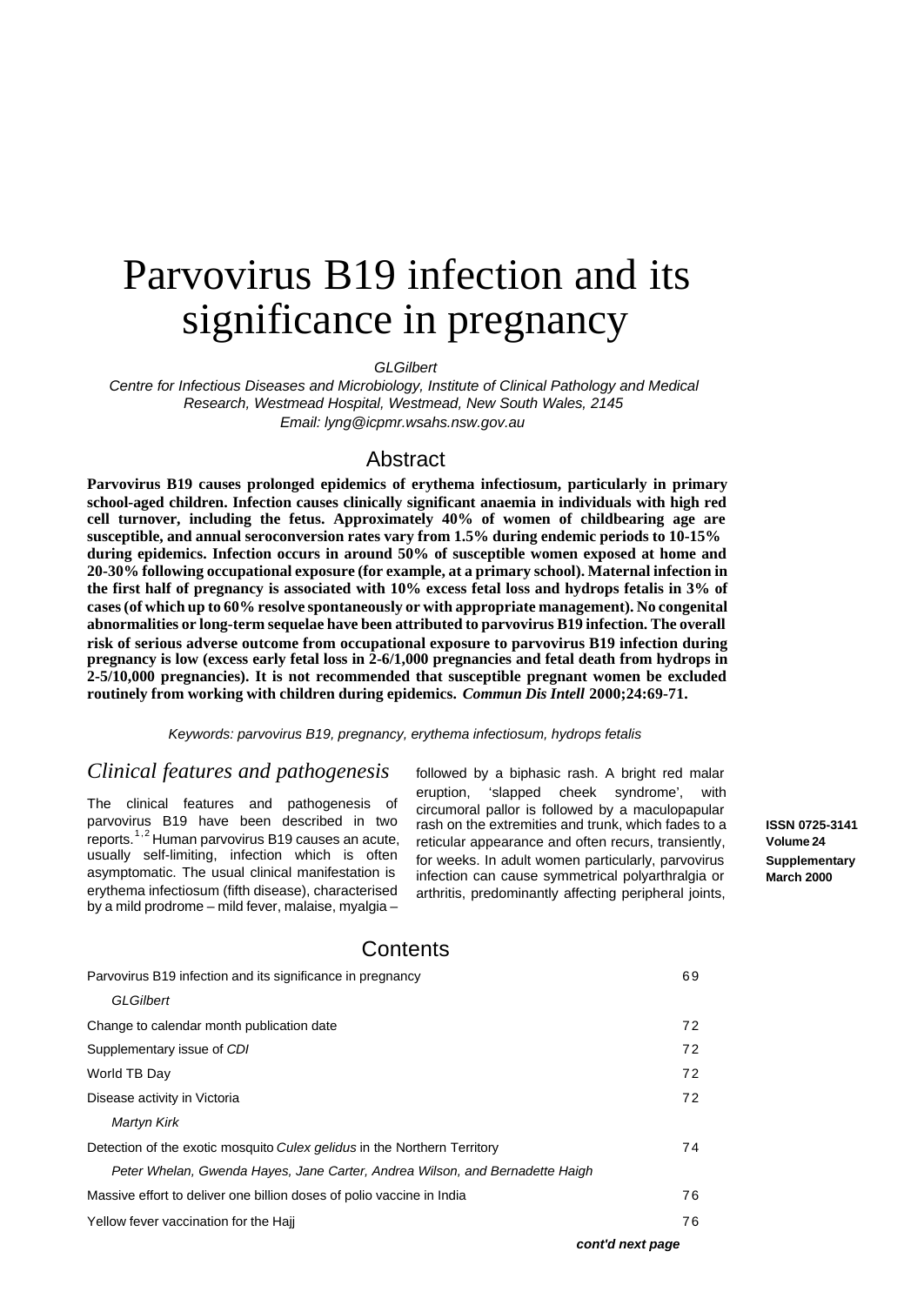# Parvovirus B19 infection and its significance in pregnancy

*GLGilbert*

*Centre for Infectious Diseases and Microbiology, Institute of Clinical Pathology and Medical Research, Westmead Hospital, Westmead, New South Wales, 2145*

*Email: lyng@icpmr.wsahs.nsw.gov.au*

## Abstract

**Parvovirus B19 causes prolonged epidemics of erythema infectiosum, particularly in primary school-aged children. Infection causes clinically significant anaemia in individuals with high red cell turnover, including the fetus. Approximately 40% of women of childbearing age are susceptible, and annual seroconversion rates vary from 1.5% during endemic periods to 10-15% during epidemics. Infection occurs in around 50% of susceptible women exposed at home and 20-30% following occupational exposure (for example, at a primary school). Maternal infection in the first half of pregnancy is associated with 10% excess fetal loss and hydrops fetalis in 3% of cases (of which up to 60% resolve spontaneously or with appropriate management). No congenital abnormalities or long-term sequelae have been attributed to parvovirus B19 infection. The overall risk of serious adverse outcome from occupational exposure to parvovirus B19 infection during pregnancy is low (excess early fetal loss in 2-6/1,000 pregnancies and fetal death from hydrops in 2-5/10,000 pregnancies). It is not recommended that susceptible pregnant women be excluded routinely from working with children during epidemics. *Commun Dis Intell* 2000;24:69-71.**

*Keywords: parvovirus B19, pregnancy, erythema infectiosum, hydrops fetalis*

## *Clinical features and pathogenesis*

The clinical features and pathogenesis of parvovirus B19 have been described in two reports.[1,2] Human parvovirus B19 causes an acute, usually self-limiting, infection which is often asymptomatic. The usual clinical manifestation is erythema infectiosum (fifth disease), characterised by a mild prodrome – mild fever, malaise, myalgia – followed by a biphasic rash. A bright red malar eruption, 'slapped cheek syndrome', with circumoral pallor is followed by a maculopapular rash on the extremities and trunk, which fades to a reticular appearance and often recurs, transiently, for weeks. In adult women particularly, parvovirus infection can cause symmetrical polyarthralgia or arthritis, predominantly affecting peripheral joints,

**ISSN 0725-3141**
**Volume 24**
**Supplementary**
**March 2000**

## Contents

| | |
|---|---|
| Parvovirus B19 infection and its significance in pregnancy<br>*GLGilbert* | 69 |
| Change to calendar month publication date | 72 |
| Supplementary issue of *CDI* | 72 |
| World TB Day | 72 |
| Disease activity in Victoria<br>*Martyn Kirk* | 72 |
| Detection of the exotic mosquito *Culex gelidus* in the Northern Territory<br>*Peter Whelan, Gwenda Hayes, Jane Carter, Andrea Wilson, and Bernadette Haigh* | 74 |
| Massive effort to deliver one billion doses of polio vaccine in India | 76 |
| Yellow fever vaccination for the Hajj | 76 |

***cont'd next page***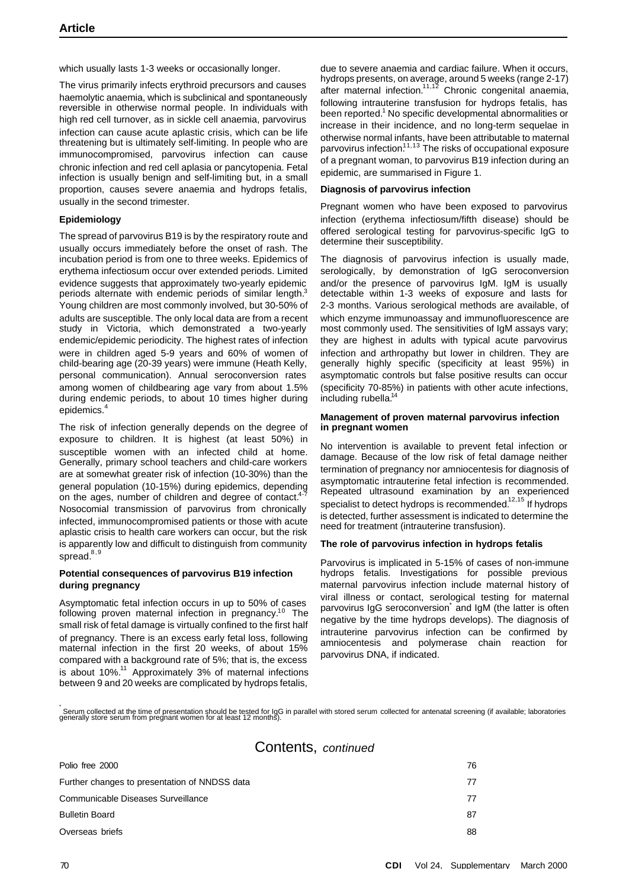which usually lasts 1-3 weeks or occasionally longer.

The virus primarily infects erythroid precursors and causes haemolytic anaemia, which is subclinical and spontaneously reversible in otherwise normal people. In individuals with high red cell turnover, as in sickle cell anaemia, parvovirus infection can cause acute aplastic crisis, which can be life threatening but is ultimately self-limiting. In people who are immunocompromised, parvovirus infection can cause chronic infection and red cell aplasia or pancytopenia. Fetal infection is usually benign and self-limiting but, in a small proportion, causes severe anaemia and hydrops fetalis, usually in the second trimester.

**Epidemiology**

The spread of parvovirus B19 is by the respiratory route and usually occurs immediately before the onset of rash. The incubation period is from one to three weeks. Epidemics of erythema infectiosum occur over extended periods. Limited evidence suggests that approximately two-yearly epidemic periods alternate with endemic periods of similar length.[3] Young children are most commonly involved, but 30-50% of adults are susceptible. The only local data are from a recent study in Victoria, which demonstrated a two-yearly endemic/epidemic periodicity. The highest rates of infection were in children aged 5-9 years and 60% of women of child-bearing age (20-39 years) were immune (Heath Kelly, personal communication). Annual seroconversion rates among women of childbearing age vary from about 1.5% during endemic periods, to about 10 times higher during epidemics.[4]

The risk of infection generally depends on the degree of exposure to children. It is highest (at least 50%) in susceptible women with an infected child at home. Generally, primary school teachers and child-care workers are at somewhat greater risk of infection (10-30%) than the general population (10-15%) during epidemics, depending on the ages, number of children and degree of contact.[4-7] Nosocomial transmission of parvovirus from chronically infected, immunocompromised patients or those with acute aplastic crisis to health care workers can occur, but the risk is apparently low and difficult to distinguish from community spread.[8,9]

**Potential consequences of parvovirus B19 infection during pregnancy**

Asymptomatic fetal infection occurs in up to 50% of cases following proven maternal infection in pregnancy.[10] The small risk of fetal damage is virtually confined to the first half of pregnancy. There is an excess early fetal loss, following maternal infection in the first 20 weeks, of about 15% compared with a background rate of 5%; that is, the excess is about 10%.[11] Approximately 3% of maternal infections between 9 and 20 weeks are complicated by hydrops fetalis, due to severe anaemia and cardiac failure. When it occurs, hydrops presents, on average, around 5 weeks (range 2-17) after maternal infection.[11,12] Chronic congenital anaemia, following intrauterine transfusion for hydrops fetalis, has been reported.[1] No specific developmental abnormalities or increase in their incidence, and no long-term sequelae in otherwise normal infants, have been attributable to maternal parvovirus infection.[11,13] The risks of occupational exposure of a pregnant woman, to parvovirus B19 infection during an epidemic, are summarised in Figure 1.

**Diagnosis of parvovirus infection**

Pregnant women who have been exposed to parvovirus infection (erythema infectiosum/fifth disease) should be offered serological testing for parvovirus-specific IgG to determine their susceptibility.

The diagnosis of parvovirus infection is usually made, serologically, by demonstration of IgG seroconversion and/or the presence of parvovirus IgM. IgM is usually detectable within 1-3 weeks of exposure and lasts for 2-3 months. Various serological methods are available, of which enzyme immunoassay and immunofluorescence are most commonly used. The sensitivities of IgM assays vary; they are highest in adults with typical acute parvovirus infection and arthropathy but lower in children. They are generally highly specific (specificity at least 95%) in asymptomatic controls but false positive results can occur (specificity 70-85%) in patients with other acute infections, including rubella.[14]

**Management of proven maternal parvovirus infection in pregnant women**

No intervention is available to prevent fetal infection or damage. Because of the low risk of fetal damage neither termination of pregnancy nor amniocentesis for diagnosis of asymptomatic intrauterine fetal infection is recommended. Repeated ultrasound examination by an experienced specialist to detect hydrops is recommended.[12,15] If hydrops is detected, further assessment is indicated to determine the need for treatment (intrauterine transfusion).

**The role of parvovirus infection in hydrops fetalis**

Parvovirus is implicated in 5-15% of cases of non-immune hydrops fetalis. Investigations for possible previous maternal parvovirus infection include maternal history of viral illness or contact, serological testing for maternal parvovirus IgG seroconversion* and IgM (the latter is often negative by the time hydrops develops). The diagnosis of intrauterine parvovirus infection can be confirmed by amniocentesis and polymerase chain reaction for parvovirus DNA, if indicated.

\* Serum collected at the time of presentation should be tested for IgG in parallel with stored serum collected for antenatal screening (if available; laboratories generally store serum from pregnant women for at least 12 months).

## Contents, *continued*

| | |
|---|---|
| Polio free 2000 | 76 |
| Further changes to presentation of NNDSS data | 77 |
| Communicable Diseases Surveillance | 77 |
| Bulletin Board | 87 |
| Overseas briefs | 88 |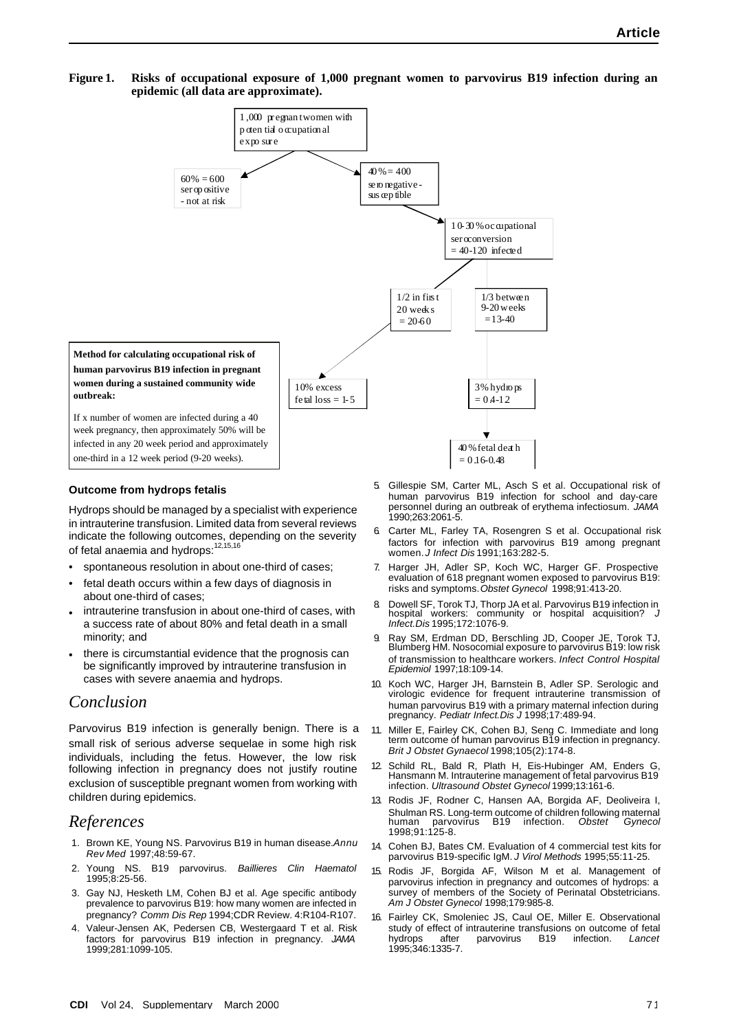**Figure 1. Risks of occupational exposure of 1,000 pregnant women to parvovirus B19 infection during an epidemic (all data are approximate).**

1,000 pregnant women with potential occupational exposure

60% = 600 seropositive - not at risk

40% = 400 seronegative - susceptible

10-30% occupational seroconversion = 40-120 infected

1/2 in first 20 weeks = 20-60

1/3 between 9-20 weeks = 13-40

10% excess fetal loss = 1-5

3% hydrops = 0.4-1.2

40% fetal death = 0.16-0.48

**Method for calculating occupational risk of human parvovirus B19 infection in pregnant women during a sustained community wide outbreak:**

If x number of women are infected during a 40 week pregnancy, then approximately 50% will be infected in any 20 week period and approximately one-third in a 12 week period (9-20 weeks).

### Outcome from hydrops fetalis

Hydrops should be managed by a specialist with experience in intrauterine transfusion. Limited data from several reviews indicate the following outcomes, depending on the severity of fetal anaemia and hydrops:[12,15,16]

- spontaneous resolution in about one-third of cases;
- fetal death occurs within a few days of diagnosis in about one-third of cases;
- intrauterine transfusion in about one-third of cases, with a success rate of about 80% and fetal death in a small minority; and
- there is circumstantial evidence that the prognosis can be significantly improved by intrauterine transfusion in cases with severe anaemia and hydrops.

## *Conclusion*

Parvovirus B19 infection is generally benign. There is a small risk of serious adverse sequelae in some high risk individuals, including the fetus. However, the low risk following infection in pregnancy does not justify routine exclusion of susceptible pregnant women from working with children during epidemics.

## *References*

1. Brown KE, Young NS. Parvovirus B19 in human disease. *Annu Rev Med* 1997;48:59-67.
2. Young NS. B19 parvovirus. *Baillieres Clin Haematol* 1995;8:25-56.
3. Gay NJ, Hesketh LM, Cohen BJ et al. Age specific antibody prevalence to parvovirus B19: how many women are infected in pregnancy? *Comm Dis Rep* 1994;CDR Review. 4:R104-R107.
4. Valeur-Jensen AK, Pedersen CB, Westergaard T et al. Risk factors for parvovirus B19 infection in pregnancy. *JAMA* 1999;281:1099-105.
5. Gillespie SM, Carter ML, Asch S et al. Occupational risk of human parvovirus B19 infection for school and day-care personnel during an outbreak of erythema infectiosum. *JAMA* 1990;263:2061-5.
6. Carter ML, Farley TA, Rosengren S et al. Occupational risk factors for infection with parvovirus B19 among pregnant women. *J Infect Dis* 1991;163:282-5.
7. Harger JH, Adler SP, Koch WC, Harger GF. Prospective evaluation of 618 pregnant women exposed to parvovirus B19: risks and symptoms. *Obstet Gynecol* 1998;91:413-20.
8. Dowell SF, Torok TJ, Thorp JA et al. Parvovirus B19 infection in hospital workers: community or hospital acquisition? *J Infect.Dis* 1995;172:1076-9.
9. Ray SM, Erdman DD, Berschling JD, Cooper JE, Torok TJ, Blumberg HM. Nosocomial exposure to parvovirus B19: low risk of transmission to healthcare workers. *Infect Control Hospital Epidemiol* 1997;18:109-14.
10. Koch WC, Harger JH, Barnstein B, Adler SP. Serologic and virologic evidence for frequent intrauterine transmission of human parvovirus B19 with a primary maternal infection during pregnancy. *Pediatr Infect.Dis J* 1998;17:489-94.
11. Miller E, Fairley CK, Cohen BJ, Seng C. Immediate and long term outcome of human parvovirus B19 infection in pregnancy. *Brit J Obstet Gynaecol* 1998;105(2):174-8.
12. Schild RL, Bald R, Plath H, Eis-Hubinger AM, Enders G, Hansmann M. Intrauterine management of fetal parvovirus B19 infection. *Ultrasound Obstet Gynecol* 1999;13:161-6.
13. Rodis JF, Rodner C, Hansen AA, Borgida AF, Deoliveira I, Shulman RS. Long-term outcome of children following maternal human parvovirus B19 infection. *Obstet Gynecol* 1998;91:125-8.
14. Cohen BJ, Bates CM. Evaluation of 4 commercial test kits for parvovirus B19-specific IgM. *J Virol Methods* 1995;55:11-25.
15. Rodis JF, Borgida AF, Wilson M et al. Management of parvovirus infection in pregnancy and outcomes of hydrops: a survey of members of the Society of Perinatal Obstetricians. *Am J Obstet Gynecol* 1998;179:985-8.
16. Fairley CK, Smoleniec JS, Caul OE, Miller E. Observational study of effect of intrauterine transfusions on outcome of fetal hydrops after parvovirus B19 infection. *Lancet* 1995;346:1335-7.